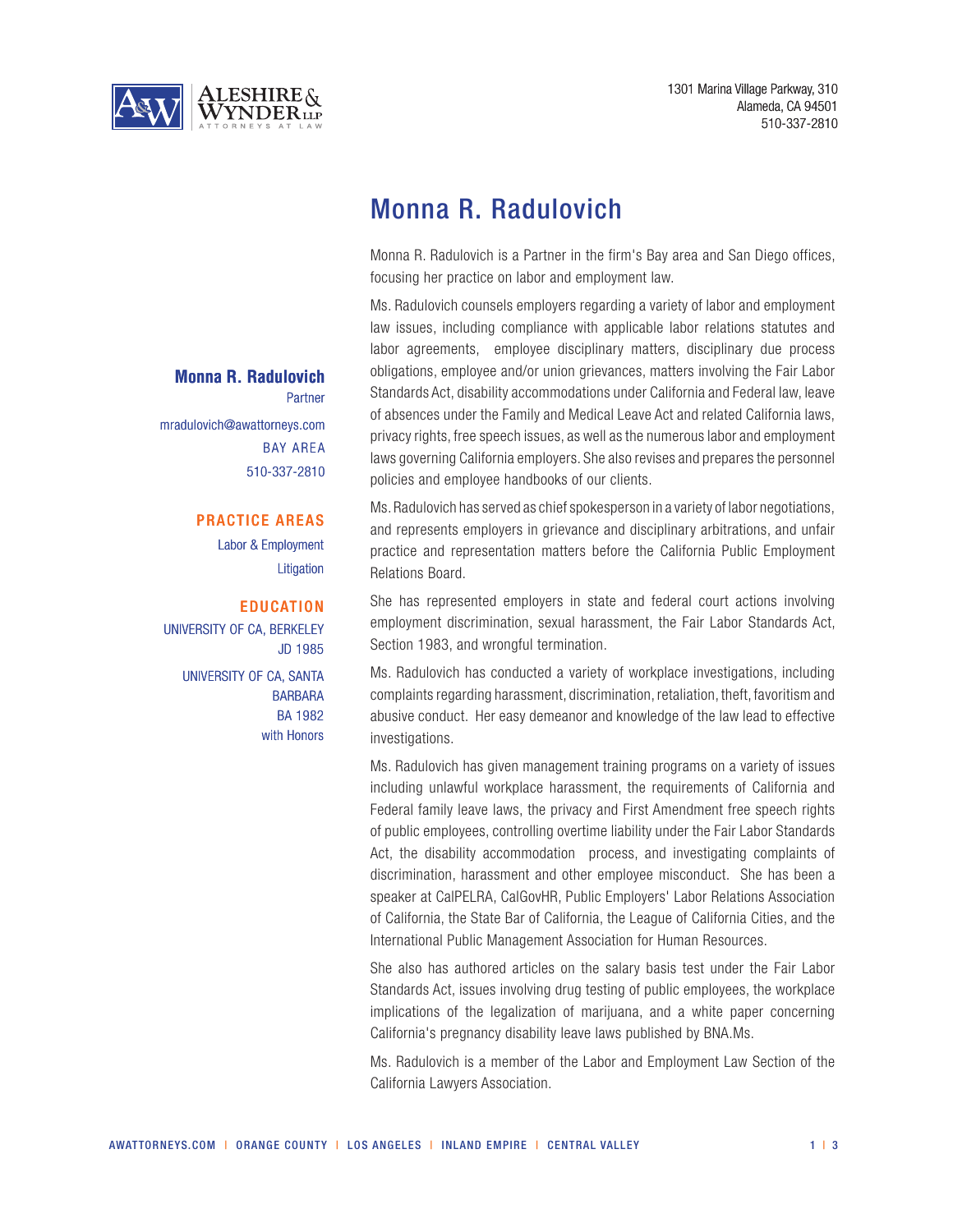Aleshire & Wynder LLP
Attorneys at Law

1301 Marina Village Parkway, 310
Alameda, CA 94501
510-337-2810

# Monna R. Radulovich

**Monna R. Radulovich**
Partner
mradulovich@awattorneys.com
BAY AREA
510-337-2810

## PRACTICE AREAS

Labor & Employment
Litigation

## EDUCATION

UNIVERSITY OF CA, BERKELEY
JD 1985

UNIVERSITY OF CA, SANTA BARBARA
BA 1982
with Honors

Monna R. Radulovich is a Partner in the firm's Bay area and San Diego offices, focusing her practice on labor and employment law.

Ms. Radulovich counsels employers regarding a variety of labor and employment law issues, including compliance with applicable labor relations statutes and labor agreements, employee disciplinary matters, disciplinary due process obligations, employee and/or union grievances, matters involving the Fair Labor Standards Act, disability accommodations under California and Federal law, leave of absences under the Family and Medical Leave Act and related California laws, privacy rights, free speech issues, as well as the numerous labor and employment laws governing California employers. She also revises and prepares the personnel policies and employee handbooks of our clients.

Ms. Radulovich has served as chief spokesperson in a variety of labor negotiations, and represents employers in grievance and disciplinary arbitrations, and unfair practice and representation matters before the California Public Employment Relations Board.

She has represented employers in state and federal court actions involving employment discrimination, sexual harassment, the Fair Labor Standards Act, Section 1983, and wrongful termination.

Ms. Radulovich has conducted a variety of workplace investigations, including complaints regarding harassment, discrimination, retaliation, theft, favoritism and abusive conduct. Her easy demeanor and knowledge of the law lead to effective investigations.

Ms. Radulovich has given management training programs on a variety of issues including unlawful workplace harassment, the requirements of California and Federal family leave laws, the privacy and First Amendment free speech rights of public employees, controlling overtime liability under the Fair Labor Standards Act, the disability accommodation process, and investigating complaints of discrimination, harassment and other employee misconduct. She has been a speaker at CalPELRA, CalGovHR, Public Employers' Labor Relations Association of California, the State Bar of California, the League of California Cities, and the International Public Management Association for Human Resources.

She also has authored articles on the salary basis test under the Fair Labor Standards Act, issues involving drug testing of public employees, the workplace implications of the legalization of marijuana, and a white paper concerning California's pregnancy disability leave laws published by BNA.Ms.

Ms. Radulovich is a member of the Labor and Employment Law Section of the California Lawyers Association.

AWATTORNEYS.COM | ORANGE COUNTY | LOS ANGELES | INLAND EMPIRE | CENTRAL VALLEY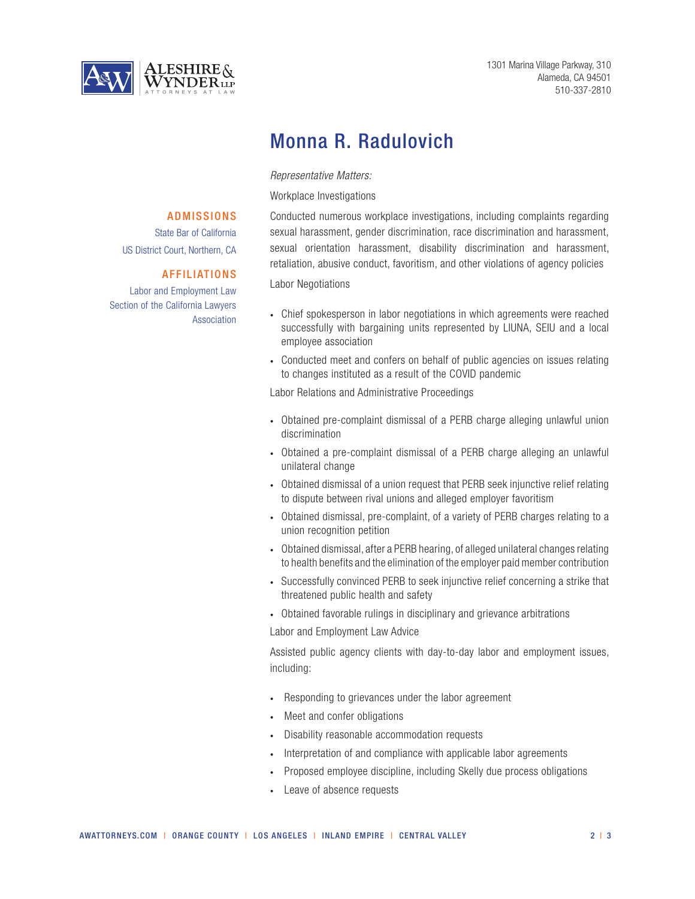# Monna R. Radulovich

*Representative Matters:*

Workplace Investigations

Conducted numerous workplace investigations, including complaints regarding sexual harassment, gender discrimination, race discrimination and harassment, sexual orientation harassment, disability discrimination and harassment, retaliation, abusive conduct, favoritism, and other violations of agency policies

Labor Negotiations

- Chief spokesperson in labor negotiations in which agreements were reached successfully with bargaining units represented by LIUNA, SEIU and a local employee association
- Conducted meet and confers on behalf of public agencies on issues relating to changes instituted as a result of the COVID pandemic

Labor Relations and Administrative Proceedings

- Obtained pre-complaint dismissal of a PERB charge alleging unlawful union discrimination
- Obtained a pre-complaint dismissal of a PERB charge alleging an unlawful unilateral change
- Obtained dismissal of a union request that PERB seek injunctive relief relating to dispute between rival unions and alleged employer favoritism
- Obtained dismissal, pre-complaint, of a variety of PERB charges relating to a union recognition petition
- Obtained dismissal, after a PERB hearing, of alleged unilateral changes relating to health benefits and the elimination of the employer paid member contribution
- Successfully convinced PERB to seek injunctive relief concerning a strike that threatened public health and safety
- Obtained favorable rulings in disciplinary and grievance arbitrations

Labor and Employment Law Advice

Assisted public agency clients with day-to-day labor and employment issues, including:

- Responding to grievances under the labor agreement
- Meet and confer obligations
- Disability reasonable accommodation requests
- Interpretation of and compliance with applicable labor agreements
- Proposed employee discipline, including Skelly due process obligations
- Leave of absence requests

## ADMISSIONS

State Bar of California

US District Court, Northern, CA

## AFFILIATIONS

Labor and Employment Law Section of the California Lawyers Association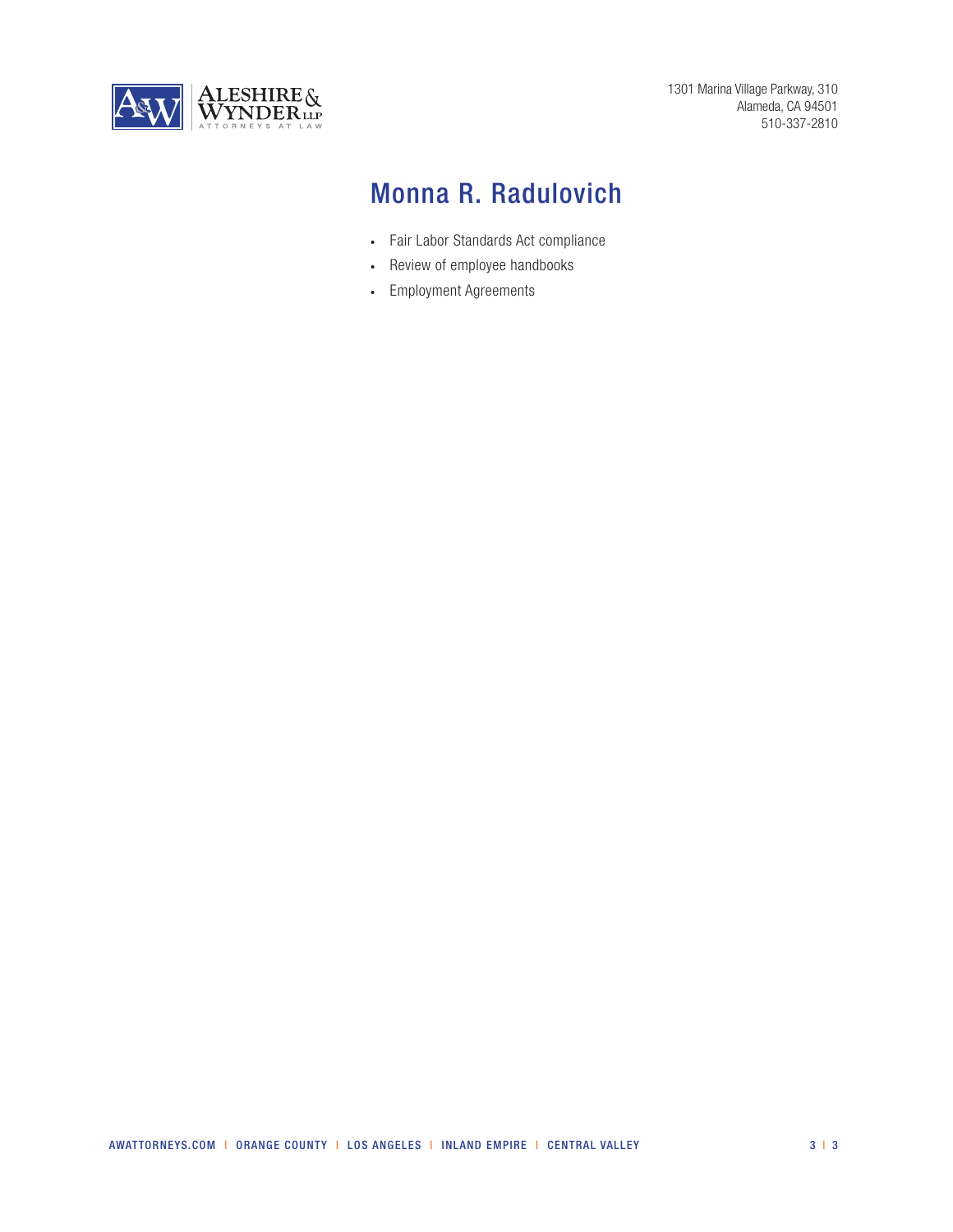# Monna R. Radulovich

- Fair Labor Standards Act compliance
- Review of employee handbooks
- Employment Agreements